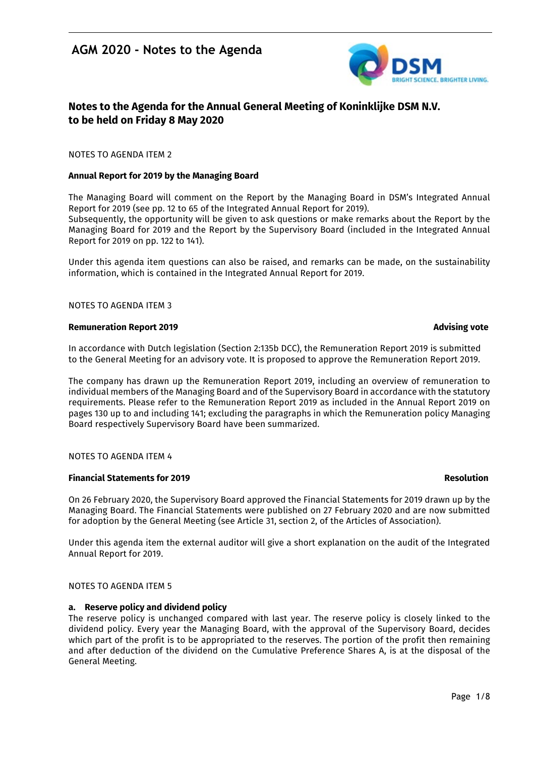# AGM 2020 - Notes to the Agenda

## Notes to the Agenda for the Annual General Meeting of Koninklijke DSM N.V. to be held on Friday 8 May 2020

NOTES TO AGENDA ITEM 2

**Annual Report for 2019 by the Managing Board**

The Managing Board will comment on the Report by the Managing Board in DSM's Integrated Annual Report for 2019 (see pp. 12 to 65 of the Integrated Annual Report for 2019).
Subsequently, the opportunity will be given to ask questions or make remarks about the Report by the Managing Board for 2019 and the Report by the Supervisory Board (included in the Integrated Annual Report for 2019 on pp. 122 to 141).

Under this agenda item questions can also be raised, and remarks can be made, on the sustainability information, which is contained in the Integrated Annual Report for 2019.

NOTES TO AGENDA ITEM 3

**Remuneration Report 2019** **Advising vote**

In accordance with Dutch legislation (Section 2:135b DCC), the Remuneration Report 2019 is submitted to the General Meeting for an advisory vote. It is proposed to approve the Remuneration Report 2019.

The company has drawn up the Remuneration Report 2019, including an overview of remuneration to individual members of the Managing Board and of the Supervisory Board in accordance with the statutory requirements. Please refer to the Remuneration Report 2019 as included in the Annual Report 2019 on pages 130 up to and including 141; excluding the paragraphs in which the Remuneration policy Managing Board respectively Supervisory Board have been summarized.

NOTES TO AGENDA ITEM 4

**Financial Statements for 2019** **Resolution**

On 26 February 2020, the Supervisory Board approved the Financial Statements for 2019 drawn up by the Managing Board. The Financial Statements were published on 27 February 2020 and are now submitted for adoption by the General Meeting (see Article 31, section 2, of the Articles of Association).

Under this agenda item the external auditor will give a short explanation on the audit of the Integrated Annual Report for 2019.

NOTES TO AGENDA ITEM 5

**a. Reserve policy and dividend policy**

The reserve policy is unchanged compared with last year. The reserve policy is closely linked to the dividend policy. Every year the Managing Board, with the approval of the Supervisory Board, decides which part of the profit is to be appropriated to the reserves. The portion of the profit then remaining and after deduction of the dividend on the Cumulative Preference Shares A, is at the disposal of the General Meeting.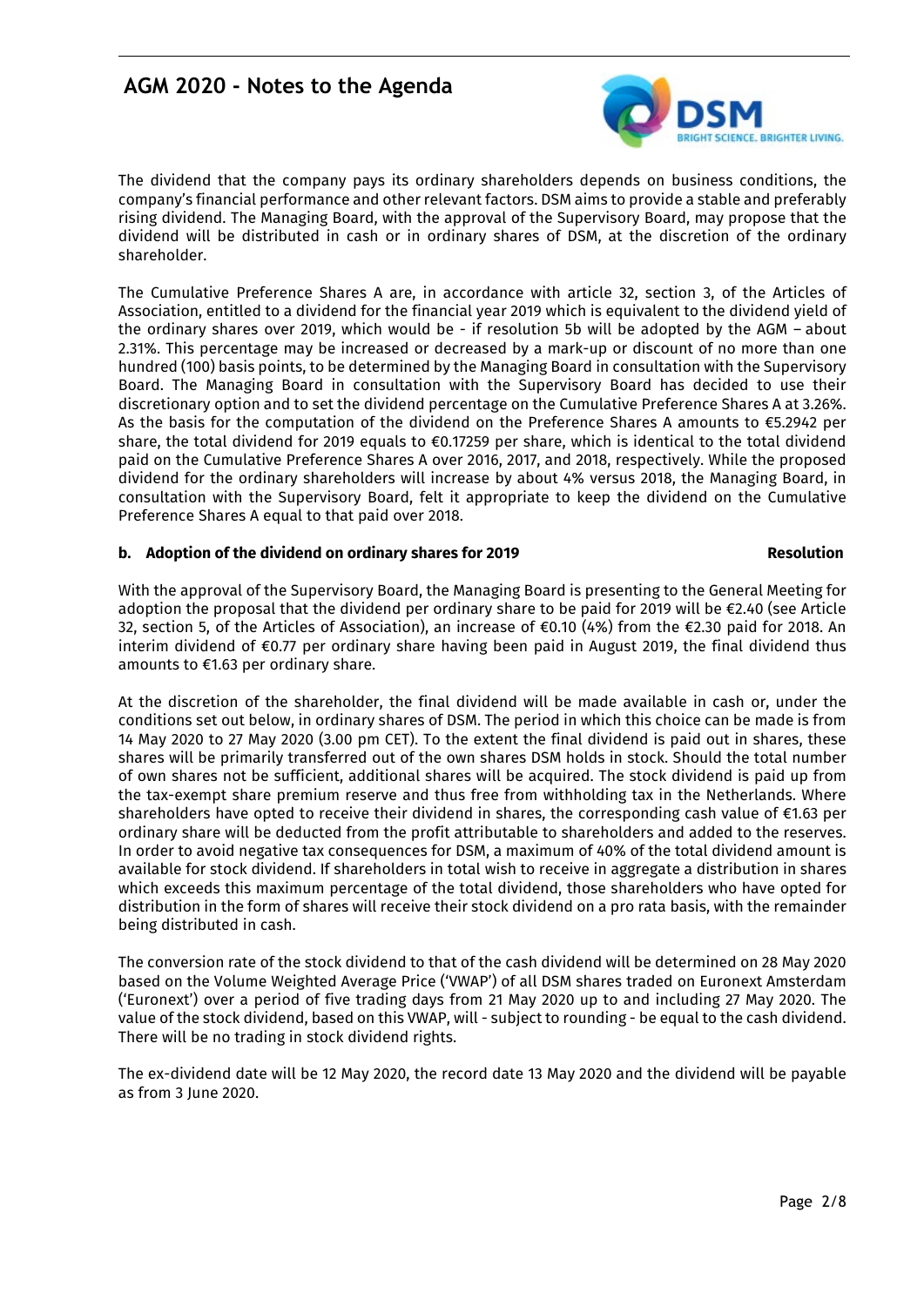The dividend that the company pays its ordinary shareholders depends on business conditions, the company's financial performance and other relevant factors. DSM aims to provide a stable and preferably rising dividend. The Managing Board, with the approval of the Supervisory Board, may propose that the dividend will be distributed in cash or in ordinary shares of DSM, at the discretion of the ordinary shareholder.

The Cumulative Preference Shares A are, in accordance with article 32, section 3, of the Articles of Association, entitled to a dividend for the financial year 2019 which is equivalent to the dividend yield of the ordinary shares over 2019, which would be - if resolution 5b will be adopted by the AGM – about 2.31%. This percentage may be increased or decreased by a mark-up or discount of no more than one hundred (100) basis points, to be determined by the Managing Board in consultation with the Supervisory Board. The Managing Board in consultation with the Supervisory Board has decided to use their discretionary option and to set the dividend percentage on the Cumulative Preference Shares A at 3.26%. As the basis for the computation of the dividend on the Preference Shares A amounts to €5.2942 per share, the total dividend for 2019 equals to €0.17259 per share, which is identical to the total dividend paid on the Cumulative Preference Shares A over 2016, 2017, and 2018, respectively. While the proposed dividend for the ordinary shareholders will increase by about 4% versus 2018, the Managing Board, in consultation with the Supervisory Board, felt it appropriate to keep the dividend on the Cumulative Preference Shares A equal to that paid over 2018.

**b. Adoption of the dividend on ordinary shares for 2019** **Resolution**

With the approval of the Supervisory Board, the Managing Board is presenting to the General Meeting for adoption the proposal that the dividend per ordinary share to be paid for 2019 will be €2.40 (see Article 32, section 5, of the Articles of Association), an increase of €0.10 (4%) from the €2.30 paid for 2018. An interim dividend of €0.77 per ordinary share having been paid in August 2019, the final dividend thus amounts to €1.63 per ordinary share.

At the discretion of the shareholder, the final dividend will be made available in cash or, under the conditions set out below, in ordinary shares of DSM. The period in which this choice can be made is from 14 May 2020 to 27 May 2020 (3.00 pm CET). To the extent the final dividend is paid out in shares, these shares will be primarily transferred out of the own shares DSM holds in stock. Should the total number of own shares not be sufficient, additional shares will be acquired. The stock dividend is paid up from the tax-exempt share premium reserve and thus free from withholding tax in the Netherlands. Where shareholders have opted to receive their dividend in shares, the corresponding cash value of €1.63 per ordinary share will be deducted from the profit attributable to shareholders and added to the reserves. In order to avoid negative tax consequences for DSM, a maximum of 40% of the total dividend amount is available for stock dividend. If shareholders in total wish to receive in aggregate a distribution in shares which exceeds this maximum percentage of the total dividend, those shareholders who have opted for distribution in the form of shares will receive their stock dividend on a pro rata basis, with the remainder being distributed in cash.

The conversion rate of the stock dividend to that of the cash dividend will be determined on 28 May 2020 based on the Volume Weighted Average Price ('VWAP') of all DSM shares traded on Euronext Amsterdam ('Euronext') over a period of five trading days from 21 May 2020 up to and including 27 May 2020. The value of the stock dividend, based on this VWAP, will - subject to rounding - be equal to the cash dividend. There will be no trading in stock dividend rights.

The ex-dividend date will be 12 May 2020, the record date 13 May 2020 and the dividend will be payable as from 3 June 2020.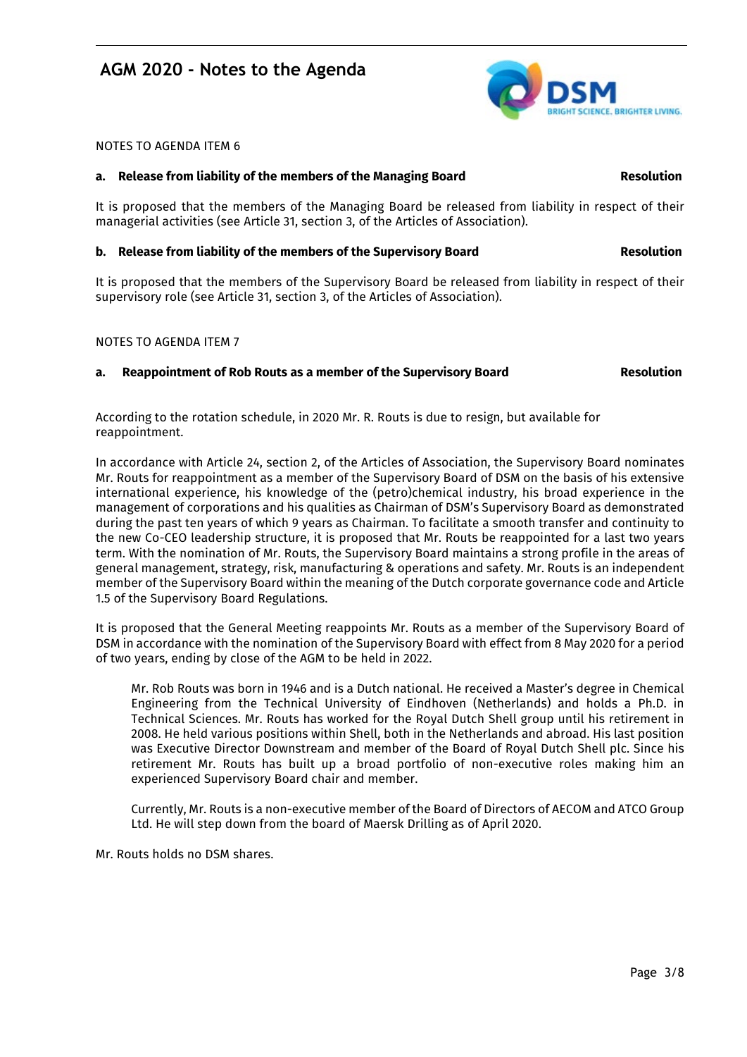## AGM 2020 - Notes to the Agenda

NOTES TO AGENDA ITEM 6

**a. Release from liability of the members of the Managing Board** **Resolution**

It is proposed that the members of the Managing Board be released from liability in respect of their managerial activities (see Article 31, section 3, of the Articles of Association).

**b. Release from liability of the members of the Supervisory Board** **Resolution**

It is proposed that the members of the Supervisory Board be released from liability in respect of their supervisory role (see Article 31, section 3, of the Articles of Association).

NOTES TO AGENDA ITEM 7

**a. Reappointment of Rob Routs as a member of the Supervisory Board** **Resolution**

According to the rotation schedule, in 2020 Mr. R. Routs is due to resign, but available for reappointment.

In accordance with Article 24, section 2, of the Articles of Association, the Supervisory Board nominates Mr. Routs for reappointment as a member of the Supervisory Board of DSM on the basis of his extensive international experience, his knowledge of the (petro)chemical industry, his broad experience in the management of corporations and his qualities as Chairman of DSM's Supervisory Board as demonstrated during the past ten years of which 9 years as Chairman. To facilitate a smooth transfer and continuity to the new Co-CEO leadership structure, it is proposed that Mr. Routs be reappointed for a last two years term. With the nomination of Mr. Routs, the Supervisory Board maintains a strong profile in the areas of general management, strategy, risk, manufacturing & operations and safety. Mr. Routs is an independent member of the Supervisory Board within the meaning of the Dutch corporate governance code and Article 1.5 of the Supervisory Board Regulations.

It is proposed that the General Meeting reappoints Mr. Routs as a member of the Supervisory Board of DSM in accordance with the nomination of the Supervisory Board with effect from 8 May 2020 for a period of two years, ending by close of the AGM to be held in 2022.

> Mr. Rob Routs was born in 1946 and is a Dutch national. He received a Master's degree in Chemical Engineering from the Technical University of Eindhoven (Netherlands) and holds a Ph.D. in Technical Sciences. Mr. Routs has worked for the Royal Dutch Shell group until his retirement in 2008. He held various positions within Shell, both in the Netherlands and abroad. His last position was Executive Director Downstream and member of the Board of Royal Dutch Shell plc. Since his retirement Mr. Routs has built up a broad portfolio of non-executive roles making him an experienced Supervisory Board chair and member.
>
> Currently, Mr. Routs is a non-executive member of the Board of Directors of AECOM and ATCO Group Ltd. He will step down from the board of Maersk Drilling as of April 2020.

Mr. Routs holds no DSM shares.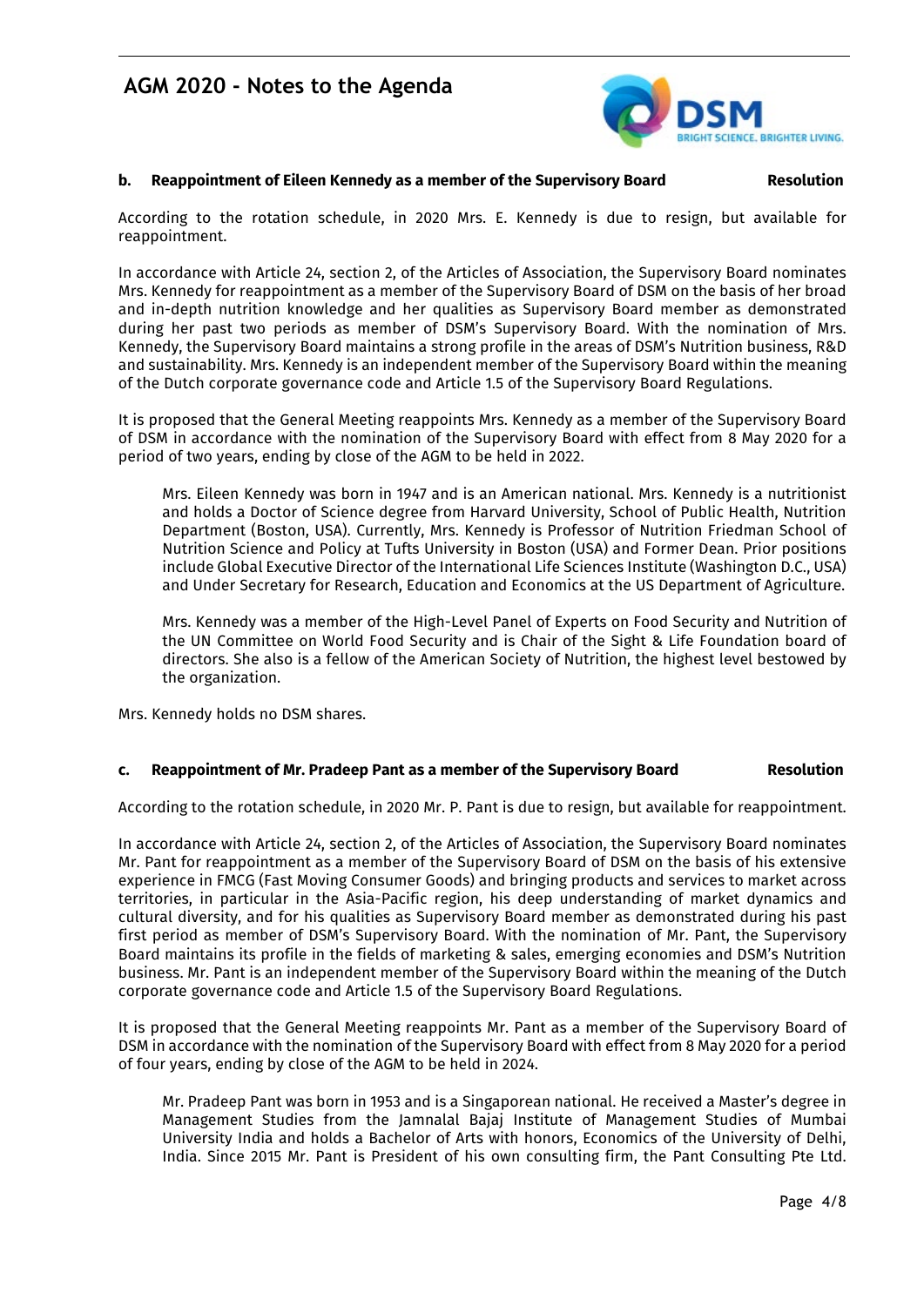# AGM 2020 - Notes to the Agenda

**b. Reappointment of Eileen Kennedy as a member of the Supervisory Board** **Resolution**

According to the rotation schedule, in 2020 Mrs. E. Kennedy is due to resign, but available for reappointment.

In accordance with Article 24, section 2, of the Articles of Association, the Supervisory Board nominates Mrs. Kennedy for reappointment as a member of the Supervisory Board of DSM on the basis of her broad and in-depth nutrition knowledge and her qualities as Supervisory Board member as demonstrated during her past two periods as member of DSM's Supervisory Board. With the nomination of Mrs. Kennedy, the Supervisory Board maintains a strong profile in the areas of DSM's Nutrition business, R&D and sustainability. Mrs. Kennedy is an independent member of the Supervisory Board within the meaning of the Dutch corporate governance code and Article 1.5 of the Supervisory Board Regulations.

It is proposed that the General Meeting reappoints Mrs. Kennedy as a member of the Supervisory Board of DSM in accordance with the nomination of the Supervisory Board with effect from 8 May 2020 for a period of two years, ending by close of the AGM to be held in 2022.

> Mrs. Eileen Kennedy was born in 1947 and is an American national. Mrs. Kennedy is a nutritionist and holds a Doctor of Science degree from Harvard University, School of Public Health, Nutrition Department (Boston, USA). Currently, Mrs. Kennedy is Professor of Nutrition Friedman School of Nutrition Science and Policy at Tufts University in Boston (USA) and Former Dean. Prior positions include Global Executive Director of the International Life Sciences Institute (Washington D.C., USA) and Under Secretary for Research, Education and Economics at the US Department of Agriculture.
>
> Mrs. Kennedy was a member of the High-Level Panel of Experts on Food Security and Nutrition of the UN Committee on World Food Security and is Chair of the Sight & Life Foundation board of directors. She also is a fellow of the American Society of Nutrition, the highest level bestowed by the organization.

Mrs. Kennedy holds no DSM shares.

**c. Reappointment of Mr. Pradeep Pant as a member of the Supervisory Board** **Resolution**

According to the rotation schedule, in 2020 Mr. P. Pant is due to resign, but available for reappointment.

In accordance with Article 24, section 2, of the Articles of Association, the Supervisory Board nominates Mr. Pant for reappointment as a member of the Supervisory Board of DSM on the basis of his extensive experience in FMCG (Fast Moving Consumer Goods) and bringing products and services to market across territories, in particular in the Asia-Pacific region, his deep understanding of market dynamics and cultural diversity, and for his qualities as Supervisory Board member as demonstrated during his past first period as member of DSM's Supervisory Board. With the nomination of Mr. Pant, the Supervisory Board maintains its profile in the fields of marketing & sales, emerging economies and DSM's Nutrition business. Mr. Pant is an independent member of the Supervisory Board within the meaning of the Dutch corporate governance code and Article 1.5 of the Supervisory Board Regulations.

It is proposed that the General Meeting reappoints Mr. Pant as a member of the Supervisory Board of DSM in accordance with the nomination of the Supervisory Board with effect from 8 May 2020 for a period of four years, ending by close of the AGM to be held in 2024.

> Mr. Pradeep Pant was born in 1953 and is a Singaporean national. He received a Master's degree in Management Studies from the Jamnalal Bajaj Institute of Management Studies of Mumbai University India and holds a Bachelor of Arts with honors, Economics of the University of Delhi, India. Since 2015 Mr. Pant is President of his own consulting firm, the Pant Consulting Pte Ltd.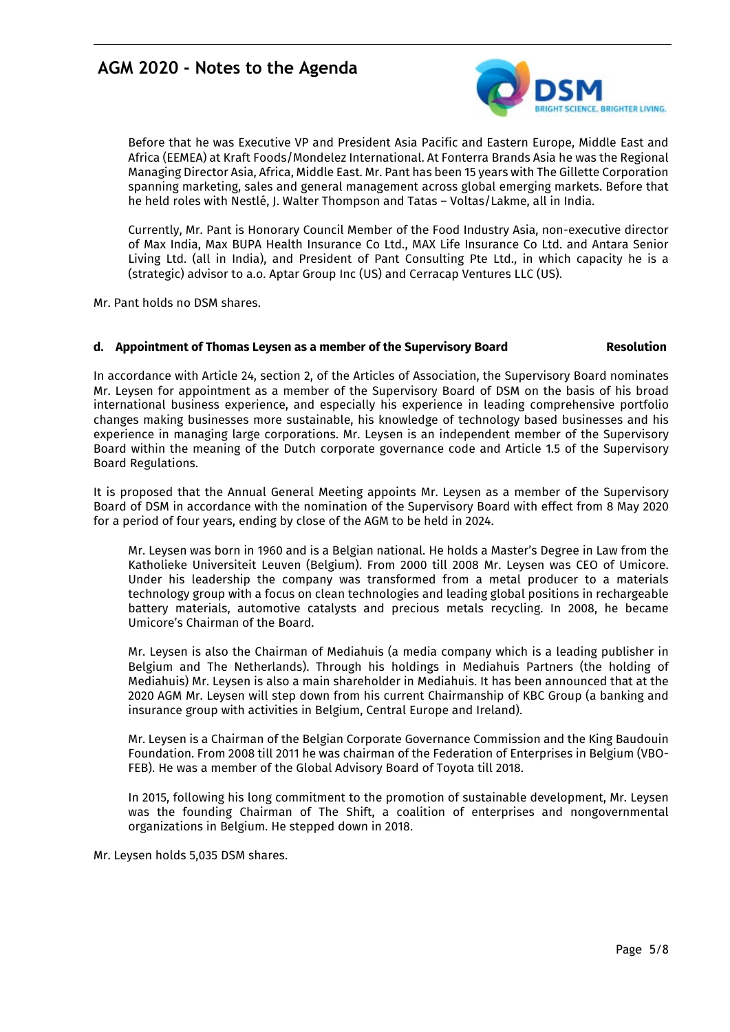Before that he was Executive VP and President Asia Pacific and Eastern Europe, Middle East and Africa (EEMEA) at Kraft Foods/Mondelez International. At Fonterra Brands Asia he was the Regional Managing Director Asia, Africa, Middle East. Mr. Pant has been 15 years with The Gillette Corporation spanning marketing, sales and general management across global emerging markets. Before that he held roles with Nestlé, J. Walter Thompson and Tatas – Voltas/Lakme, all in India.

Currently, Mr. Pant is Honorary Council Member of the Food Industry Asia, non-executive director of Max India, Max BUPA Health Insurance Co Ltd., MAX Life Insurance Co Ltd. and Antara Senior Living Ltd. (all in India), and President of Pant Consulting Pte Ltd., in which capacity he is a (strategic) advisor to a.o. Aptar Group Inc (US) and Cerracap Ventures LLC (US).

Mr. Pant holds no DSM shares.

**d. Appointment of Thomas Leysen as a member of the Supervisory Board** **Resolution**

In accordance with Article 24, section 2, of the Articles of Association, the Supervisory Board nominates Mr. Leysen for appointment as a member of the Supervisory Board of DSM on the basis of his broad international business experience, and especially his experience in leading comprehensive portfolio changes making businesses more sustainable, his knowledge of technology based businesses and his experience in managing large corporations. Mr. Leysen is an independent member of the Supervisory Board within the meaning of the Dutch corporate governance code and Article 1.5 of the Supervisory Board Regulations.

It is proposed that the Annual General Meeting appoints Mr. Leysen as a member of the Supervisory Board of DSM in accordance with the nomination of the Supervisory Board with effect from 8 May 2020 for a period of four years, ending by close of the AGM to be held in 2024.

Mr. Leysen was born in 1960 and is a Belgian national. He holds a Master's Degree in Law from the Katholieke Universiteit Leuven (Belgium). From 2000 till 2008 Mr. Leysen was CEO of Umicore. Under his leadership the company was transformed from a metal producer to a materials technology group with a focus on clean technologies and leading global positions in rechargeable battery materials, automotive catalysts and precious metals recycling. In 2008, he became Umicore's Chairman of the Board.

Mr. Leysen is also the Chairman of Mediahuis (a media company which is a leading publisher in Belgium and The Netherlands). Through his holdings in Mediahuis Partners (the holding of Mediahuis) Mr. Leysen is also a main shareholder in Mediahuis. It has been announced that at the 2020 AGM Mr. Leysen will step down from his current Chairmanship of KBC Group (a banking and insurance group with activities in Belgium, Central Europe and Ireland).

Mr. Leysen is a Chairman of the Belgian Corporate Governance Commission and the King Baudouin Foundation. From 2008 till 2011 he was chairman of the Federation of Enterprises in Belgium (VBO-FEB). He was a member of the Global Advisory Board of Toyota till 2018.

In 2015, following his long commitment to the promotion of sustainable development, Mr. Leysen was the founding Chairman of The Shift, a coalition of enterprises and nongovernmental organizations in Belgium. He stepped down in 2018.

Mr. Leysen holds 5,035 DSM shares.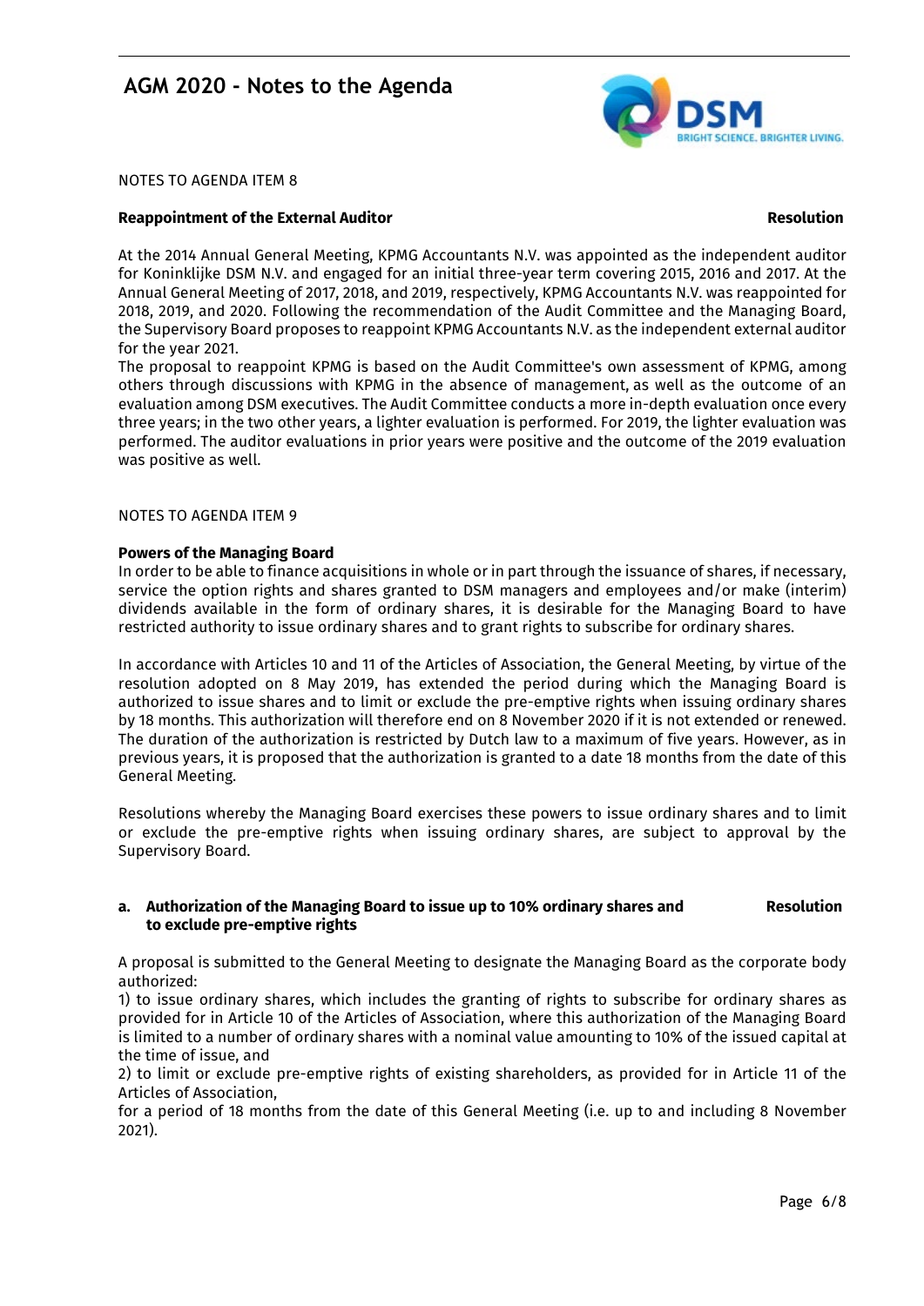NOTES TO AGENDA ITEM 8

**Reappointment of the External Auditor** **Resolution**

At the 2014 Annual General Meeting, KPMG Accountants N.V. was appointed as the independent auditor for Koninklijke DSM N.V. and engaged for an initial three-year term covering 2015, 2016 and 2017. At the Annual General Meeting of 2017, 2018, and 2019, respectively, KPMG Accountants N.V. was reappointed for 2018, 2019, and 2020. Following the recommendation of the Audit Committee and the Managing Board, the Supervisory Board proposes to reappoint KPMG Accountants N.V. as the independent external auditor for the year 2021.
The proposal to reappoint KPMG is based on the Audit Committee's own assessment of KPMG, among others through discussions with KPMG in the absence of management, as well as the outcome of an evaluation among DSM executives. The Audit Committee conducts a more in-depth evaluation once every three years; in the two other years, a lighter evaluation is performed. For 2019, the lighter evaluation was performed. The auditor evaluations in prior years were positive and the outcome of the 2019 evaluation was positive as well.

NOTES TO AGENDA ITEM 9

**Powers of the Managing Board**

In order to be able to finance acquisitions in whole or in part through the issuance of shares, if necessary, service the option rights and shares granted to DSM managers and employees and/or make (interim) dividends available in the form of ordinary shares, it is desirable for the Managing Board to have restricted authority to issue ordinary shares and to grant rights to subscribe for ordinary shares.

In accordance with Articles 10 and 11 of the Articles of Association, the General Meeting, by virtue of the resolution adopted on 8 May 2019, has extended the period during which the Managing Board is authorized to issue shares and to limit or exclude the pre-emptive rights when issuing ordinary shares by 18 months. This authorization will therefore end on 8 November 2020 if it is not extended or renewed. The duration of the authorization is restricted by Dutch law to a maximum of five years. However, as in previous years, it is proposed that the authorization is granted to a date 18 months from the date of this General Meeting.

Resolutions whereby the Managing Board exercises these powers to issue ordinary shares and to limit or exclude the pre-emptive rights when issuing ordinary shares, are subject to approval by the Supervisory Board.

**a. Authorization of the Managing Board to issue up to 10% ordinary shares and to exclude pre-emptive rights** **Resolution**

A proposal is submitted to the General Meeting to designate the Managing Board as the corporate body authorized:
1) to issue ordinary shares, which includes the granting of rights to subscribe for ordinary shares as provided for in Article 10 of the Articles of Association, where this authorization of the Managing Board is limited to a number of ordinary shares with a nominal value amounting to 10% of the issued capital at the time of issue, and
2) to limit or exclude pre-emptive rights of existing shareholders, as provided for in Article 11 of the Articles of Association,
for a period of 18 months from the date of this General Meeting (i.e. up to and including 8 November 2021).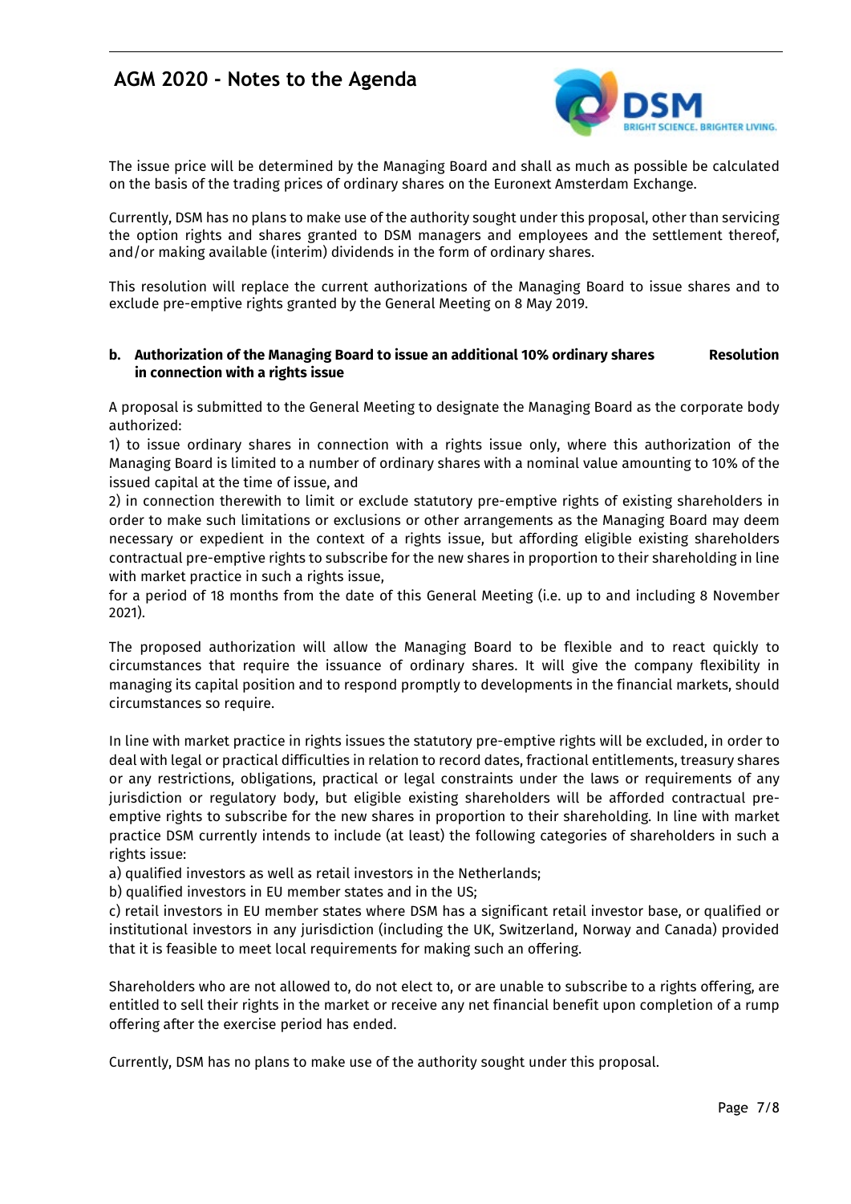The issue price will be determined by the Managing Board and shall as much as possible be calculated on the basis of the trading prices of ordinary shares on the Euronext Amsterdam Exchange.

Currently, DSM has no plans to make use of the authority sought under this proposal, other than servicing the option rights and shares granted to DSM managers and employees and the settlement thereof, and/or making available (interim) dividends in the form of ordinary shares.

This resolution will replace the current authorizations of the Managing Board to issue shares and to exclude pre-emptive rights granted by the General Meeting on 8 May 2019.

**b. Authorization of the Managing Board to issue an additional 10% ordinary shares in connection with a rights issue** **Resolution**

A proposal is submitted to the General Meeting to designate the Managing Board as the corporate body authorized:
1) to issue ordinary shares in connection with a rights issue only, where this authorization of the Managing Board is limited to a number of ordinary shares with a nominal value amounting to 10% of the issued capital at the time of issue, and
2) in connection therewith to limit or exclude statutory pre-emptive rights of existing shareholders in order to make such limitations or exclusions or other arrangements as the Managing Board may deem necessary or expedient in the context of a rights issue, but affording eligible existing shareholders contractual pre-emptive rights to subscribe for the new shares in proportion to their shareholding in line with market practice in such a rights issue,
for a period of 18 months from the date of this General Meeting (i.e. up to and including 8 November 2021).

The proposed authorization will allow the Managing Board to be flexible and to react quickly to circumstances that require the issuance of ordinary shares. It will give the company flexibility in managing its capital position and to respond promptly to developments in the financial markets, should circumstances so require.

In line with market practice in rights issues the statutory pre-emptive rights will be excluded, in order to deal with legal or practical difficulties in relation to record dates, fractional entitlements, treasury shares or any restrictions, obligations, practical or legal constraints under the laws or requirements of any jurisdiction or regulatory body, but eligible existing shareholders will be afforded contractual pre-emptive rights to subscribe for the new shares in proportion to their shareholding. In line with market practice DSM currently intends to include (at least) the following categories of shareholders in such a rights issue:
a) qualified investors as well as retail investors in the Netherlands;
b) qualified investors in EU member states and in the US;
c) retail investors in EU member states where DSM has a significant retail investor base, or qualified or institutional investors in any jurisdiction (including the UK, Switzerland, Norway and Canada) provided that it is feasible to meet local requirements for making such an offering.

Shareholders who are not allowed to, do not elect to, or are unable to subscribe to a rights offering, are entitled to sell their rights in the market or receive any net financial benefit upon completion of a rump offering after the exercise period has ended.

Currently, DSM has no plans to make use of the authority sought under this proposal.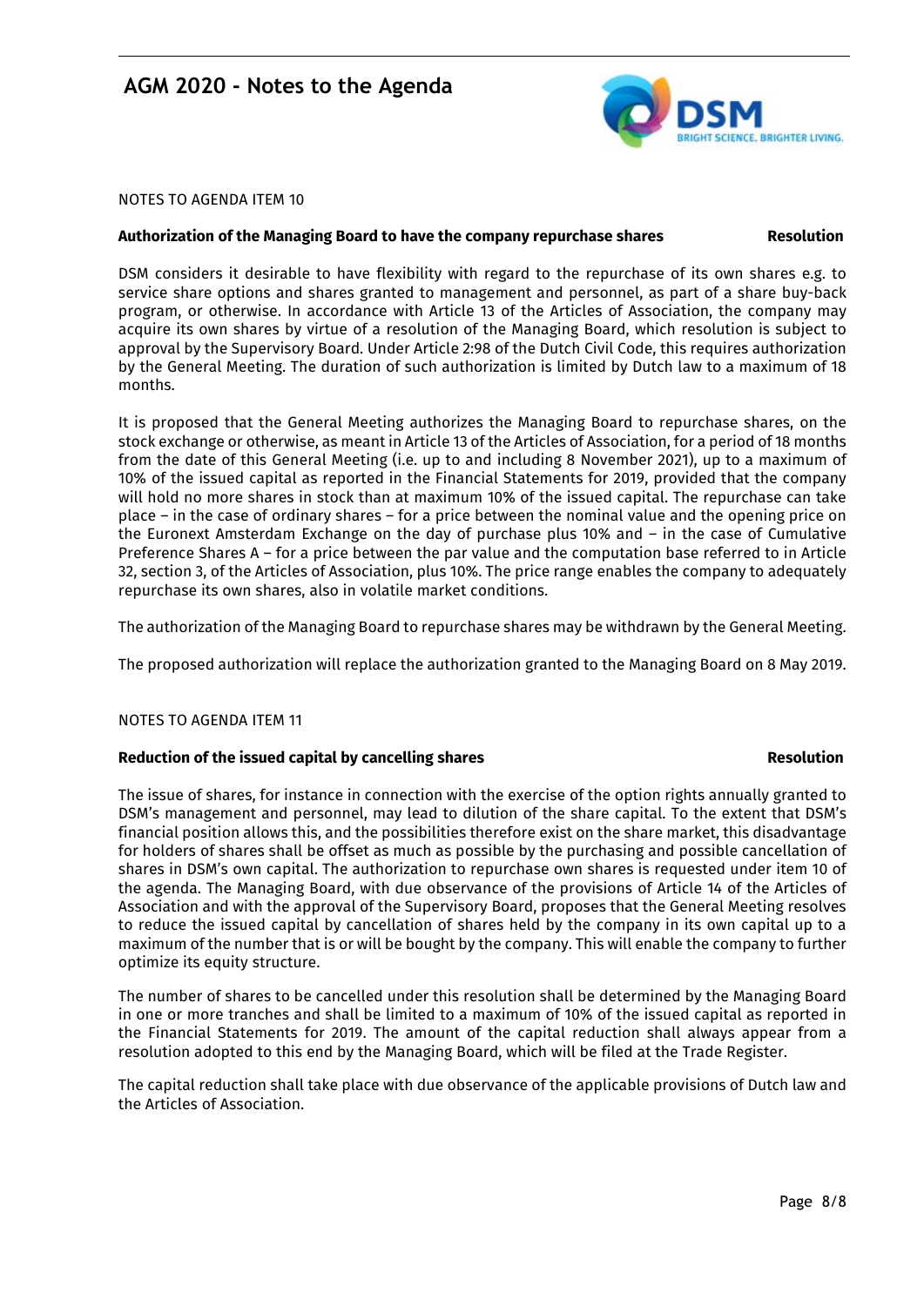NOTES TO AGENDA ITEM 10

**Authorization of the Managing Board to have the company repurchase shares** **Resolution**

DSM considers it desirable to have flexibility with regard to the repurchase of its own shares e.g. to service share options and shares granted to management and personnel, as part of a share buy-back program, or otherwise. In accordance with Article 13 of the Articles of Association, the company may acquire its own shares by virtue of a resolution of the Managing Board, which resolution is subject to approval by the Supervisory Board. Under Article 2:98 of the Dutch Civil Code, this requires authorization by the General Meeting. The duration of such authorization is limited by Dutch law to a maximum of 18 months.

It is proposed that the General Meeting authorizes the Managing Board to repurchase shares, on the stock exchange or otherwise, as meant in Article 13 of the Articles of Association, for a period of 18 months from the date of this General Meeting (i.e. up to and including 8 November 2021), up to a maximum of 10% of the issued capital as reported in the Financial Statements for 2019, provided that the company will hold no more shares in stock than at maximum 10% of the issued capital. The repurchase can take place – in the case of ordinary shares – for a price between the nominal value and the opening price on the Euronext Amsterdam Exchange on the day of purchase plus 10% and – in the case of Cumulative Preference Shares A – for a price between the par value and the computation base referred to in Article 32, section 3, of the Articles of Association, plus 10%. The price range enables the company to adequately repurchase its own shares, also in volatile market conditions.

The authorization of the Managing Board to repurchase shares may be withdrawn by the General Meeting.

The proposed authorization will replace the authorization granted to the Managing Board on 8 May 2019.

NOTES TO AGENDA ITEM 11

**Reduction of the issued capital by cancelling shares** **Resolution**

The issue of shares, for instance in connection with the exercise of the option rights annually granted to DSM's management and personnel, may lead to dilution of the share capital. To the extent that DSM's financial position allows this, and the possibilities therefore exist on the share market, this disadvantage for holders of shares shall be offset as much as possible by the purchasing and possible cancellation of shares in DSM's own capital. The authorization to repurchase own shares is requested under item 10 of the agenda. The Managing Board, with due observance of the provisions of Article 14 of the Articles of Association and with the approval of the Supervisory Board, proposes that the General Meeting resolves to reduce the issued capital by cancellation of shares held by the company in its own capital up to a maximum of the number that is or will be bought by the company. This will enable the company to further optimize its equity structure.

The number of shares to be cancelled under this resolution shall be determined by the Managing Board in one or more tranches and shall be limited to a maximum of 10% of the issued capital as reported in the Financial Statements for 2019. The amount of the capital reduction shall always appear from a resolution adopted to this end by the Managing Board, which will be filed at the Trade Register.

The capital reduction shall take place with due observance of the applicable provisions of Dutch law and the Articles of Association.